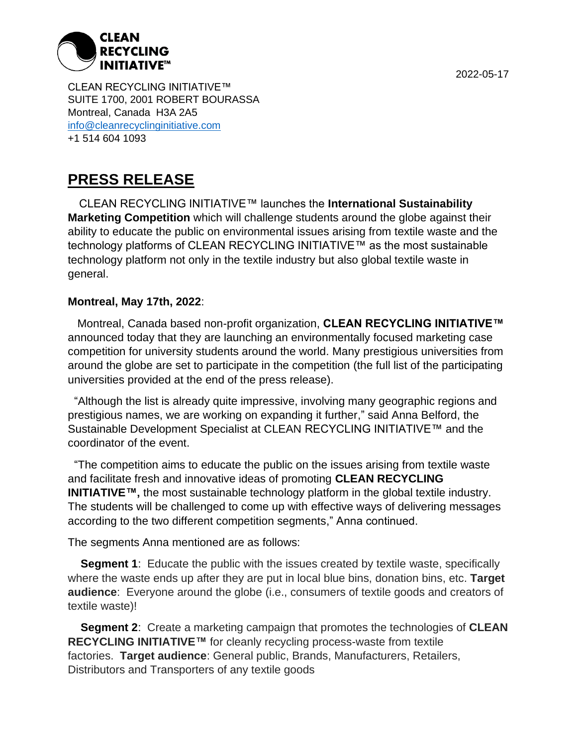**CLEAN RECYCLING INITIATIVE™**

2022-05-17

CLEAN RECYCLING INITIATIVE™
SUITE 1700, 2001 ROBERT BOURASSA
Montreal, Canada H3A 2A5
info@cleanrecyclinginitiative.com
+1 514 604 1093

# PRESS RELEASE

CLEAN RECYCLING INITIATIVE™ launches the **International Sustainability Marketing Competition** which will challenge students around the globe against their ability to educate the public on environmental issues arising from textile waste and the technology platforms of CLEAN RECYCLING INITIATIVE™ as the most sustainable technology platform not only in the textile industry but also global textile waste in general.

**Montreal, May 17th, 2022**:

Montreal, Canada based non-profit organization, **CLEAN RECYCLING INITIATIVE™** announced today that they are launching an environmentally focused marketing case competition for university students around the world. Many prestigious universities from around the globe are set to participate in the competition (the full list of the participating universities provided at the end of the press release).

"Although the list is already quite impressive, involving many geographic regions and prestigious names, we are working on expanding it further," said Anna Belford, the Sustainable Development Specialist at CLEAN RECYCLING INITIATIVE™ and the coordinator of the event.

"The competition aims to educate the public on the issues arising from textile waste and facilitate fresh and innovative ideas of promoting **CLEAN RECYCLING INITIATIVE™,** the most sustainable technology platform in the global textile industry. The students will be challenged to come up with effective ways of delivering messages according to the two different competition segments," Anna continued.

The segments Anna mentioned are as follows:

**Segment 1**: Educate the public with the issues created by textile waste, specifically where the waste ends up after they are put in local blue bins, donation bins, etc. **Target audience**: Everyone around the globe (i.e., consumers of textile goods and creators of textile waste)!

**Segment 2**: Create a marketing campaign that promotes the technologies of **CLEAN RECYCLING INITIATIVE™** for cleanly recycling process-waste from textile factories. **Target audience**: General public, Brands, Manufacturers, Retailers, Distributors and Transporters of any textile goods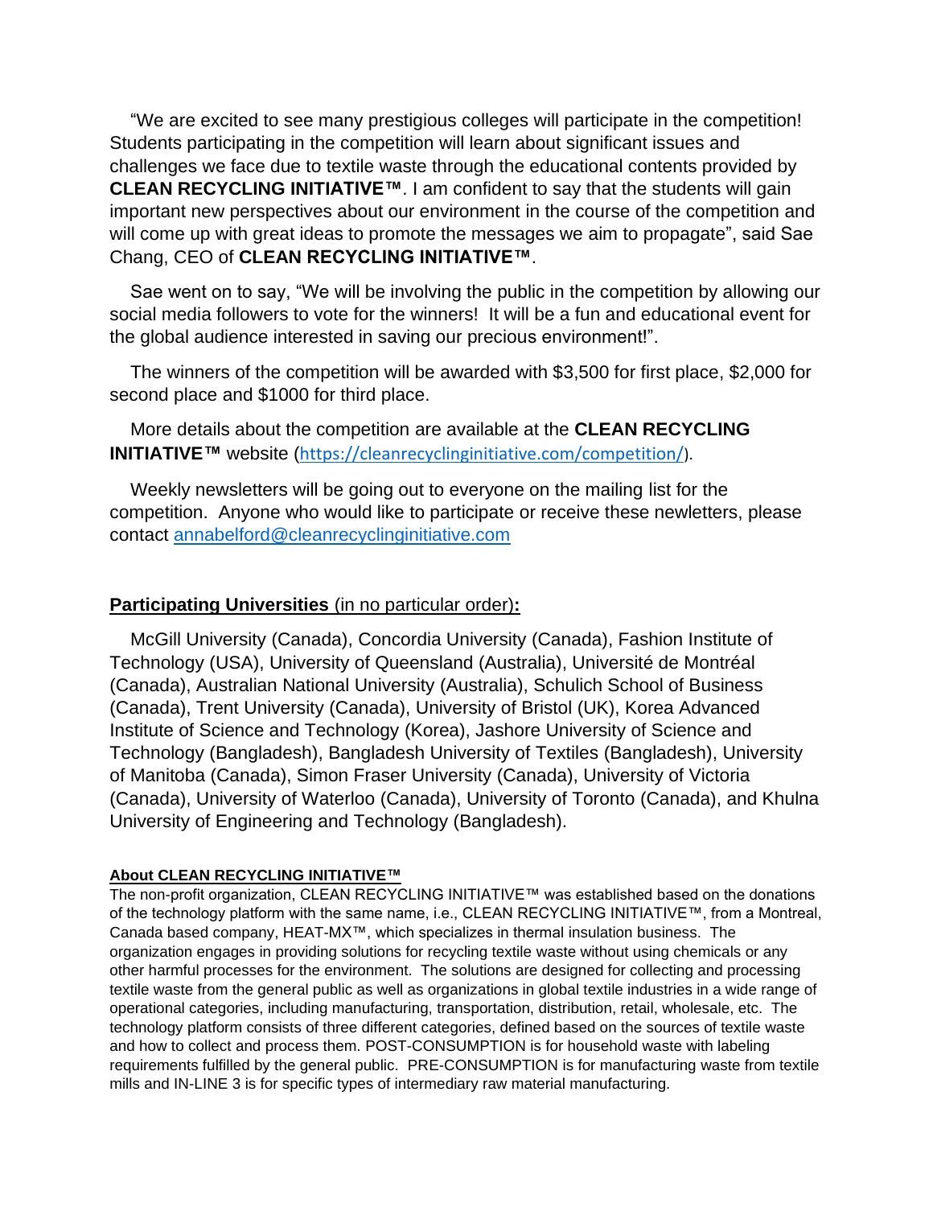"We are excited to see many prestigious colleges will participate in the competition! Students participating in the competition will learn about significant issues and challenges we face due to textile waste through the educational contents provided by **CLEAN RECYCLING INITIATIVE™**. I am confident to say that the students will gain important new perspectives about our environment in the course of the competition and will come up with great ideas to promote the messages we aim to propagate", said Sae Chang, CEO of **CLEAN RECYCLING INITIATIVE™**.

Sae went on to say, "We will be involving the public in the competition by allowing our social media followers to vote for the winners! It will be a fun and educational event for the global audience interested in saving our precious environment!".

The winners of the competition will be awarded with $3,500 for first place, $2,000 for second place and $1000 for third place.

More details about the competition are available at the **CLEAN RECYCLING INITIATIVE™** website (https://cleanrecyclinginitiative.com/competition/).

Weekly newsletters will be going out to everyone on the mailing list for the competition. Anyone who would like to participate or receive these newletters, please contact annabelford@cleanrecyclinginitiative.com

## Participating Universities (in no particular order):

McGill University (Canada), Concordia University (Canada), Fashion Institute of Technology (USA), University of Queensland (Australia), Université de Montréal (Canada), Australian National University (Australia), Schulich School of Business (Canada), Trent University (Canada), University of Bristol (UK), Korea Advanced Institute of Science and Technology (Korea), Jashore University of Science and Technology (Bangladesh), Bangladesh University of Textiles (Bangladesh), University of Manitoba (Canada), Simon Fraser University (Canada), University of Victoria (Canada), University of Waterloo (Canada), University of Toronto (Canada), and Khulna University of Engineering and Technology (Bangladesh).

### About CLEAN RECYCLING INITIATIVE™

The non-profit organization, CLEAN RECYCLING INITIATIVE™ was established based on the donations of the technology platform with the same name, i.e., CLEAN RECYCLING INITIATIVE™, from a Montreal, Canada based company, HEAT-MX™, which specializes in thermal insulation business. The organization engages in providing solutions for recycling textile waste without using chemicals or any other harmful processes for the environment. The solutions are designed for collecting and processing textile waste from the general public as well as organizations in global textile industries in a wide range of operational categories, including manufacturing, transportation, distribution, retail, wholesale, etc. The technology platform consists of three different categories, defined based on the sources of textile waste and how to collect and process them. POST-CONSUMPTION is for household waste with labeling requirements fulfilled by the general public. PRE-CONSUMPTION is for manufacturing waste from textile mills and IN-LINE 3 is for specific types of intermediary raw material manufacturing.